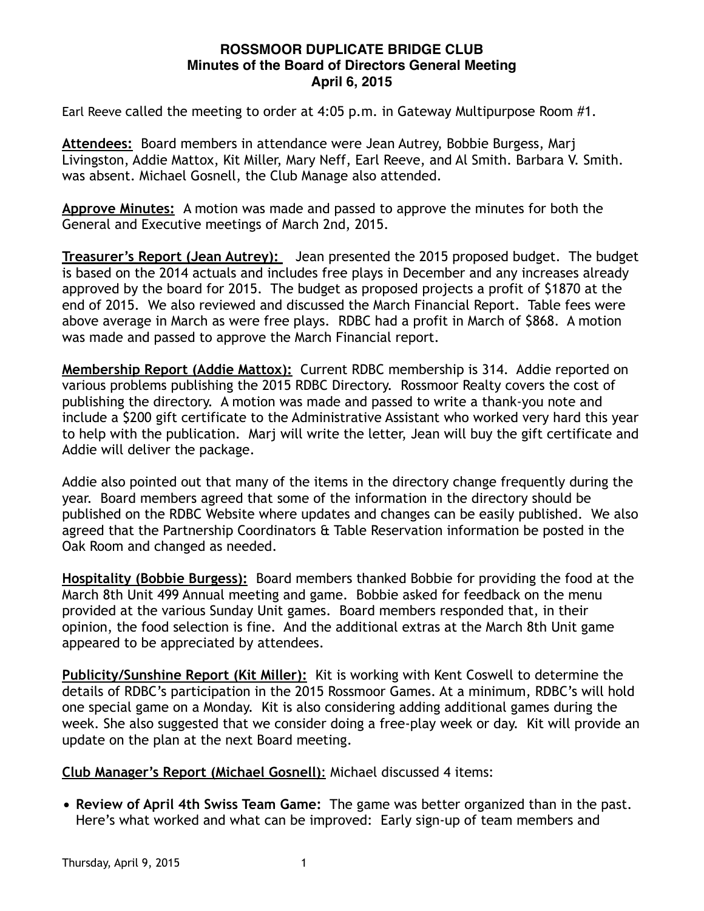**ROSSMOOR DUPLICATE BRIDGE CLUB**
**Minutes of the Board of Directors General Meeting**
**April 6, 2015**

Earl Reeve called the meeting to order at 4:05 p.m. in Gateway Multipurpose Room #1.

**Attendees:** Board members in attendance were Jean Autrey, Bobbie Burgess, Marj Livingston, Addie Mattox, Kit Miller, Mary Neff, Earl Reeve, and Al Smith. Barbara V. Smith. was absent. Michael Gosnell, the Club Manage also attended.

**Approve Minutes:** A motion was made and passed to approve the minutes for both the General and Executive meetings of March 2nd, 2015.

**Treasurer's Report (Jean Autrey):** Jean presented the 2015 proposed budget. The budget is based on the 2014 actuals and includes free plays in December and any increases already approved by the board for 2015. The budget as proposed projects a profit of $1870 at the end of 2015. We also reviewed and discussed the March Financial Report. Table fees were above average in March as were free plays. RDBC had a profit in March of $868. A motion was made and passed to approve the March Financial report.

**Membership Report (Addie Mattox):** Current RDBC membership is 314. Addie reported on various problems publishing the 2015 RDBC Directory. Rossmoor Realty covers the cost of publishing the directory. A motion was made and passed to write a thank-you note and include a $200 gift certificate to the Administrative Assistant who worked very hard this year to help with the publication. Marj will write the letter, Jean will buy the gift certificate and Addie will deliver the package.

Addie also pointed out that many of the items in the directory change frequently during the year. Board members agreed that some of the information in the directory should be published on the RDBC Website where updates and changes can be easily published. We also agreed that the Partnership Coordinators & Table Reservation information be posted in the Oak Room and changed as needed.

**Hospitality (Bobbie Burgess):** Board members thanked Bobbie for providing the food at the March 8th Unit 499 Annual meeting and game. Bobbie asked for feedback on the menu provided at the various Sunday Unit games. Board members responded that, in their opinion, the food selection is fine. And the additional extras at the March 8th Unit game appeared to be appreciated by attendees.

**Publicity/Sunshine Report (Kit Miller):** Kit is working with Kent Coswell to determine the details of RDBC's participation in the 2015 Rossmoor Games. At a minimum, RDBC's will hold one special game on a Monday. Kit is also considering adding additional games during the week. She also suggested that we consider doing a free-play week or day. Kit will provide an update on the plan at the next Board meeting.

**Club Manager's Report (Michael Gosnell)**: Michael discussed 4 items:

- **Review of April 4th Swiss Team Game:** The game was better organized than in the past. Here's what worked and what can be improved: Early sign-up of team members and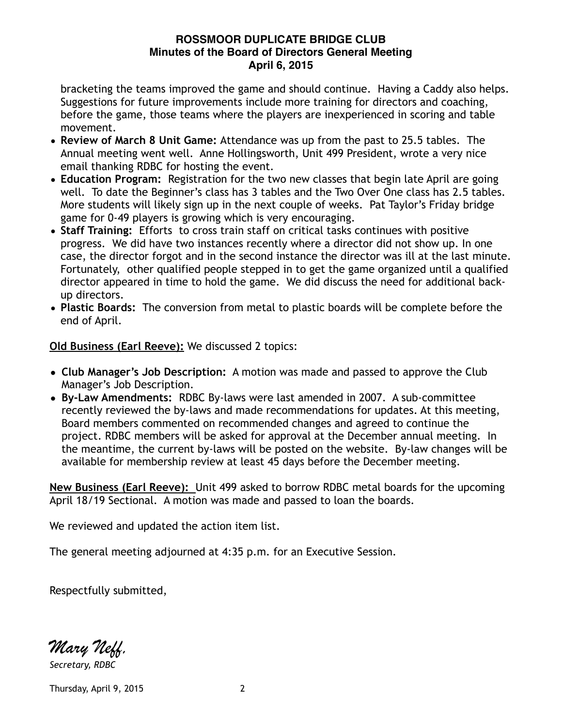bracketing the teams improved the game and should continue. Having a Caddy also helps. Suggestions for future improvements include more training for directors and coaching, before the game, those teams where the players are inexperienced in scoring and table movement.

- **Review of March 8 Unit Game:** Attendance was up from the past to 25.5 tables. The Annual meeting went well. Anne Hollingsworth, Unit 499 President, wrote a very nice email thanking RDBC for hosting the event.
- **Education Program:** Registration for the two new classes that begin late April are going well. To date the Beginner's class has 3 tables and the Two Over One class has 2.5 tables. More students will likely sign up in the next couple of weeks. Pat Taylor's Friday bridge game for 0-49 players is growing which is very encouraging.
- **Staff Training:** Efforts to cross train staff on critical tasks continues with positive progress. We did have two instances recently where a director did not show up. In one case, the director forgot and in the second instance the director was ill at the last minute. Fortunately, other qualified people stepped in to get the game organized until a qualified director appeared in time to hold the game. We did discuss the need for additional back-up directors.
- **Plastic Boards:** The conversion from metal to plastic boards will be complete before the end of April.

**Old Business (Earl Reeve):** We discussed 2 topics:

- **Club Manager's Job Description:** A motion was made and passed to approve the Club Manager's Job Description.
- **By-Law Amendments:** RDBC By-laws were last amended in 2007. A sub-committee recently reviewed the by-laws and made recommendations for updates. At this meeting, Board members commented on recommended changes and agreed to continue the project. RDBC members will be asked for approval at the December annual meeting. In the meantime, the current by-laws will be posted on the website. By-law changes will be available for membership review at least 45 days before the December meeting.

**New Business (Earl Reeve):** Unit 499 asked to borrow RDBC metal boards for the upcoming April 18/19 Sectional. A motion was made and passed to loan the boards.

We reviewed and updated the action item list.

The general meeting adjourned at 4:35 p.m. for an Executive Session.

Respectfully submitted,

*Mary Neff,*
*Secretary, RDBC*

Thursday, April 9, 2015